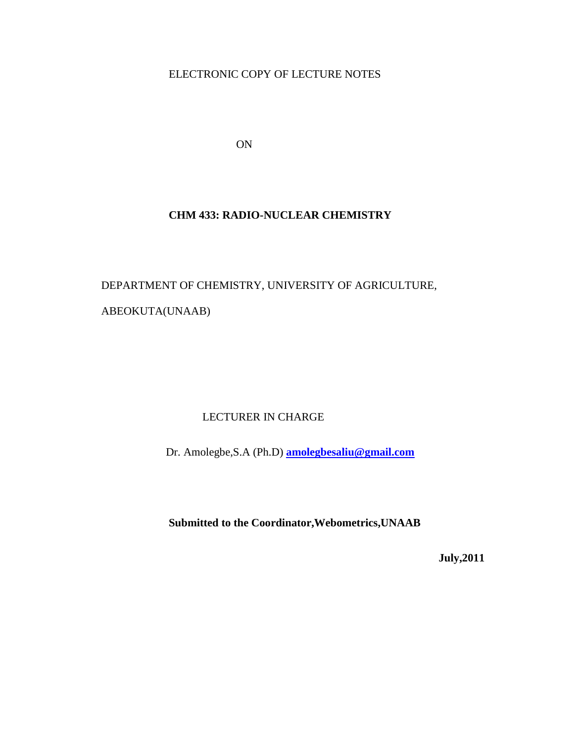ELECTRONIC COPY OF LECTURE NOTES

ON

**CHM 433: RADIO-NUCLEAR CHEMISTRY**

DEPARTMENT OF CHEMISTRY, UNIVERSITY OF AGRICULTURE, ABEOKUTA(UNAAB)

LECTURER IN CHARGE

Dr. Amolegbe,S.A (Ph.D) **amolegbesaliu@gmail.com**

**Submitted to the Coordinator,Webometrics,UNAAB**

**July,2011**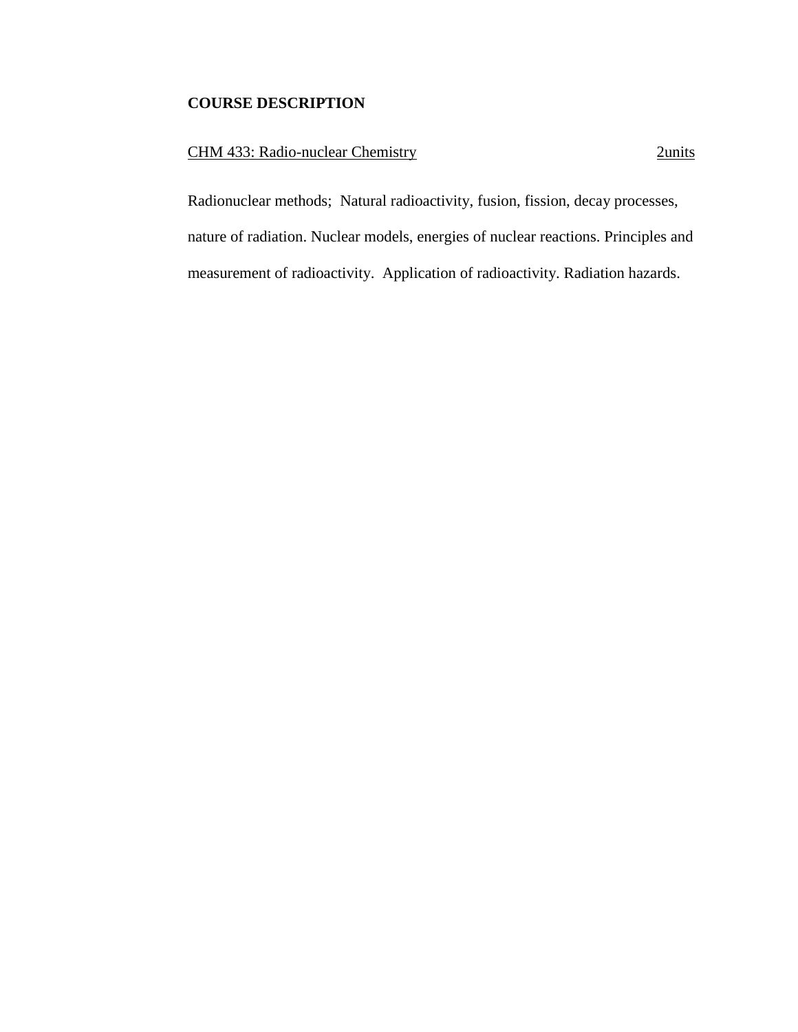## COURSE DESCRIPTION

CHM 433: Radio-nuclear Chemistry 2units

Radionuclear methods; Natural radioactivity, fusion, fission, decay processes, nature of radiation. Nuclear models, energies of nuclear reactions. Principles and measurement of radioactivity. Application of radioactivity. Radiation hazards.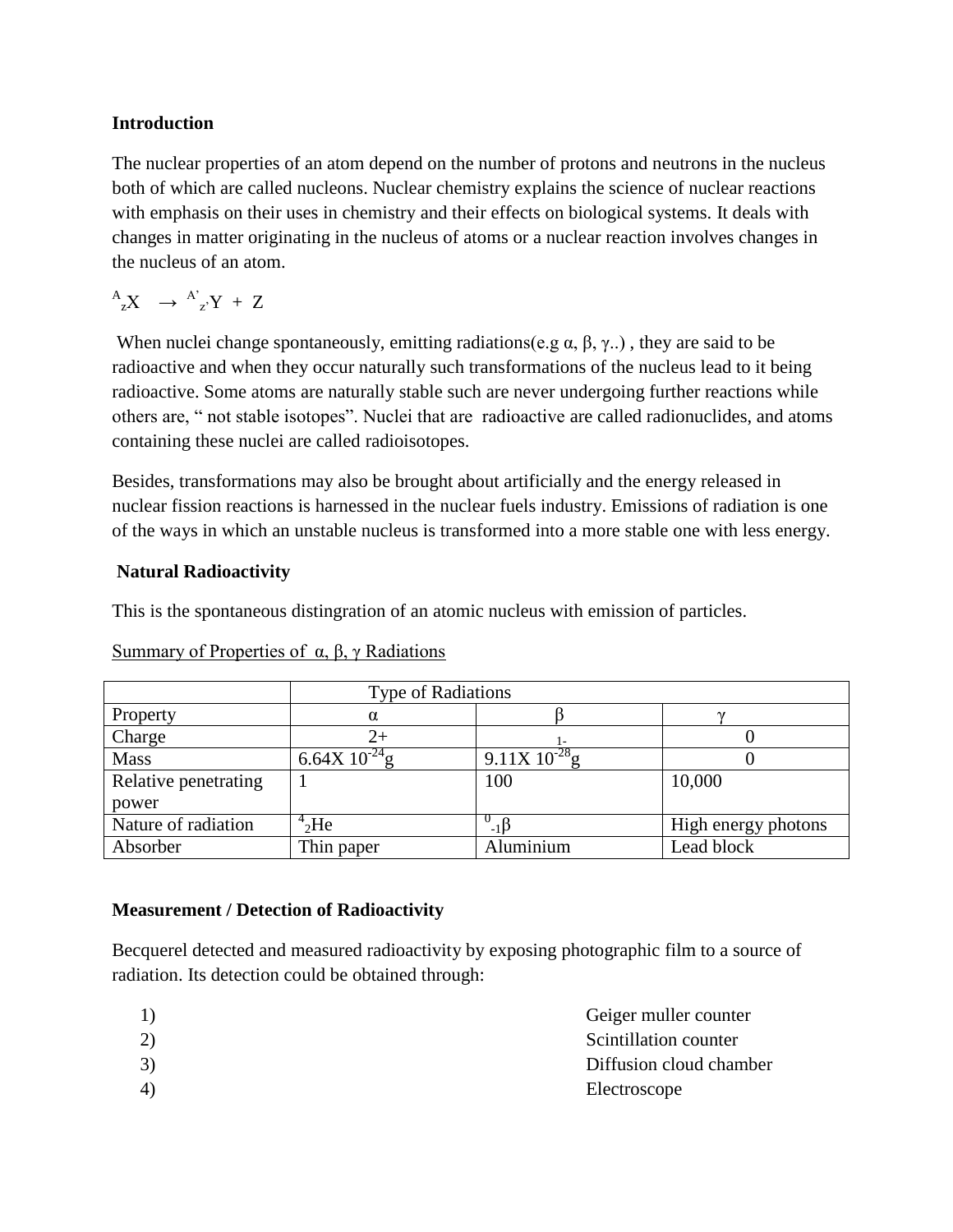**Introduction**

The nuclear properties of an atom depend on the number of protons and neutrons in the nucleus both of which are called nucleons. Nuclear chemistry explains the science of nuclear reactions with emphasis on their uses in chemistry and their effects on biological systems. It deals with changes in matter originating in the nucleus of atoms or a nuclear reaction involves changes in the nucleus of an atom.

$^{A}_{z}X \rightarrow {}^{A'}_{z'}Y + Z$

When nuclei change spontaneously, emitting radiations(e.g α, β, γ..) , they are said to be radioactive and when they occur naturally such transformations of the nucleus lead to it being radioactive. Some atoms are naturally stable such are never undergoing further reactions while others are, " not stable isotopes". Nuclei that are radioactive are called radionuclides, and atoms containing these nuclei are called radioisotopes.

Besides, transformations may also be brought about artificially and the energy released in nuclear fission reactions is harnessed in the nuclear fuels industry. Emissions of radiation is one of the ways in which an unstable nucleus is transformed into a more stable one with less energy.

**Natural Radioactivity**

This is the spontaneous distingration of an atomic nucleus with emission of particles.

Summary of Properties of α, β, γ Radiations

| | Type of Radiations | | |
|---|---|---|---|
| Property | α | β | γ |
| Charge | 2+ | 1- | 0 |
| Mass | $6.64X\ 10^{-24}$g | $9.11X\ 10^{-28}$g | 0 |
| Relative penetrating power | 1 | 100 | 10,000 |
| Nature of radiation | $^{4}_{2}He$ | $^{0}_{-1}\beta$ | High energy photons |
| Absorber | Thin paper | Aluminium | Lead block |

**Measurement / Detection of Radioactivity**

Becquerel detected and measured radioactivity by exposing photographic film to a source of radiation. Its detection could be obtained through:

1) Geiger muller counter
2) Scintillation counter
3) Diffusion cloud chamber
4) Electroscope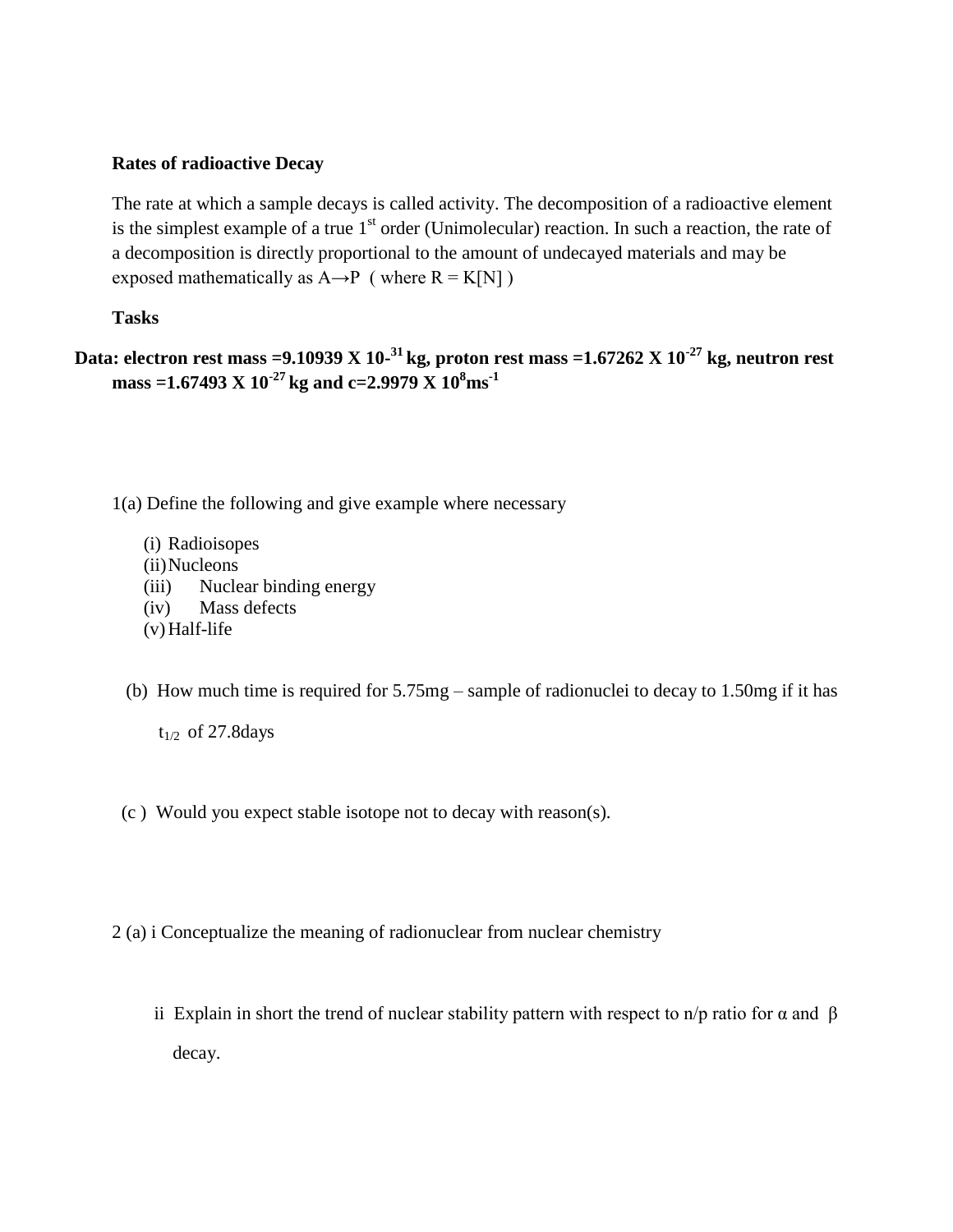**Rates of radioactive Decay**

The rate at which a sample decays is called activity. The decomposition of a radioactive element is the simplest example of a true 1[st] order (Unimolecular) reaction. In such a reaction, the rate of a decomposition is directly proportional to the amount of undecayed materials and may be exposed mathematically as $A \rightarrow P$ ( where $R = K[N]$ )

**Tasks**

**Data: electron rest mass =$9.10939 \times 10^{-31}$ kg, proton rest mass =$1.67262 \times 10^{-27}$ kg, neutron rest mass =$1.67493 \times 10^{-27}$ kg and c=$2.9979 \times 10^{8}$ms$^{-1}$**

1(a) Define the following and give example where necessary

(i) Radioisopes
(ii) Nucleons
(iii) Nuclear binding energy
(iv) Mass defects
(v) Half-life

(b) How much time is required for 5.75mg – sample of radionuclei to decay to 1.50mg if it has $t_{1/2}$ of 27.8days

(c ) Would you expect stable isotope not to decay with reason(s).

2 (a) i Conceptualize the meaning of radionuclear from nuclear chemistry

ii Explain in short the trend of nuclear stability pattern with respect to n/p ratio for α and β decay.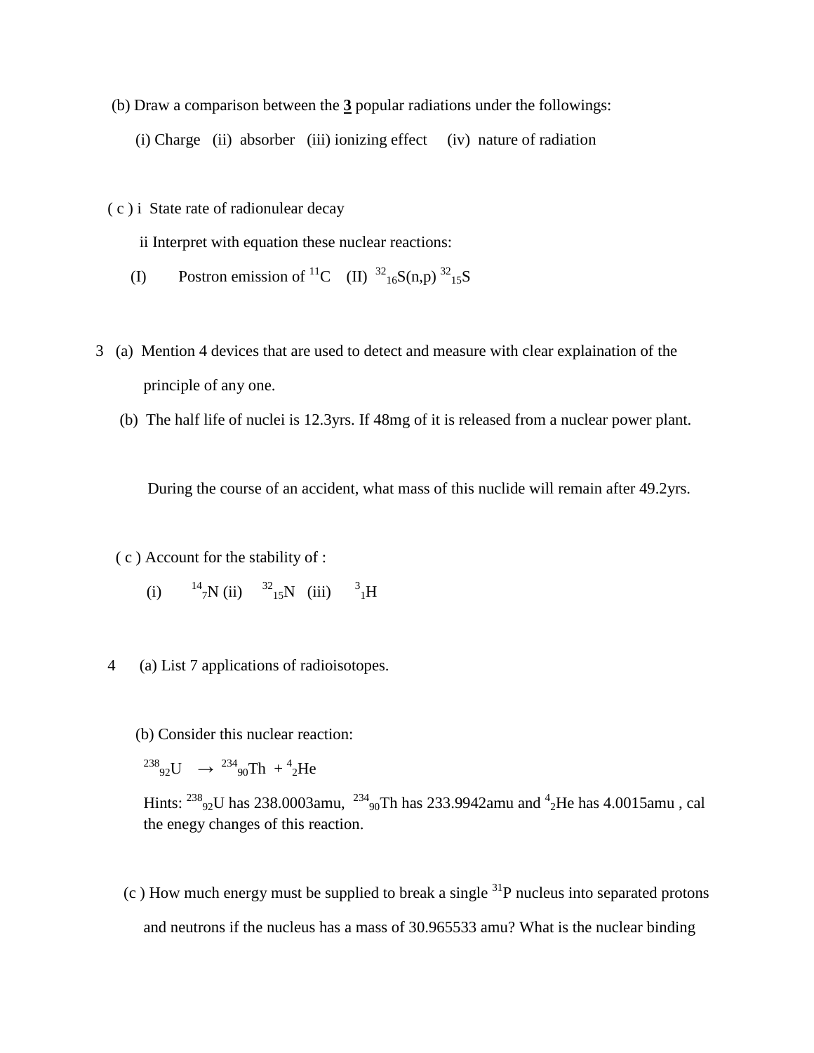(b) Draw a comparison between the **3** popular radiations under the followings:

(i) Charge (ii) absorber (iii) ionizing effect (iv) nature of radiation

( c ) i State rate of radionulear decay

ii Interpret with equation these nuclear reactions:

(I) Postron emission of $^{11}C$ (II) $^{32}_{16}S(n,p)\,^{32}_{15}S$

3 (a) Mention 4 devices that are used to detect and measure with clear explaination of the principle of any one.

(b) The half life of nuclei is 12.3yrs. If 48mg of it is released from a nuclear power plant.

During the course of an accident, what mass of this nuclide will remain after 49.2yrs.

( c ) Account for the stability of :

(i) $^{14}_{7}N$ (ii) $^{32}_{15}N$ (iii) $^{3}_{1}H$

4 (a) List 7 applications of radioisotopes.

(b) Consider this nuclear reaction:

$$^{238}_{92}U \rightarrow \,^{234}_{90}Th + \,^{4}_{2}He$$

Hints: $^{238}_{92}U$ has 238.0003amu, $^{234}_{90}Th$ has 233.9942amu and $^{4}_{2}He$ has 4.0015amu , cal the enegy changes of this reaction.

(c ) How much energy must be supplied to break a single $^{31}P$ nucleus into separated protons and neutrons if the nucleus has a mass of 30.965533 amu? What is the nuclear binding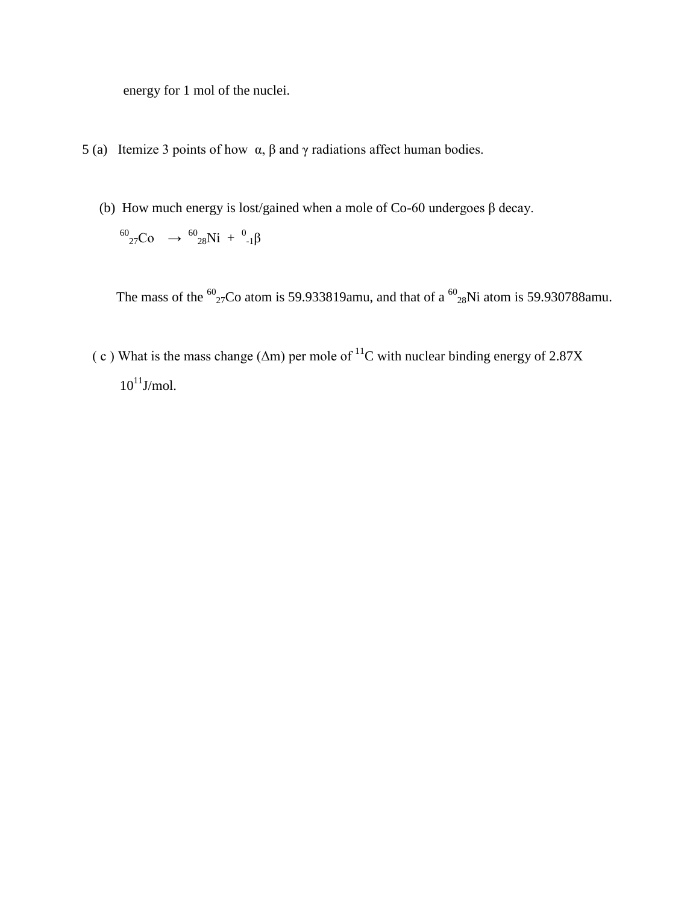energy for 1 mol of the nuclei.

5 (a) Itemize 3 points of how α, β and γ radiations affect human bodies.

(b) How much energy is lost/gained when a mole of Co-60 undergoes β decay.

$${}^{60}_{27}Co \rightarrow {}^{60}_{28}Ni + {}^{0}_{-1}\beta$$

The mass of the ${}^{60}_{27}Co$ atom is 59.933819amu, and that of a ${}^{60}_{28}Ni$ atom is 59.930788amu.

( c ) What is the mass change ($\Delta m$) per mole of ${}^{11}C$ with nuclear binding energy of $2.87X 10^{11}$J/mol.